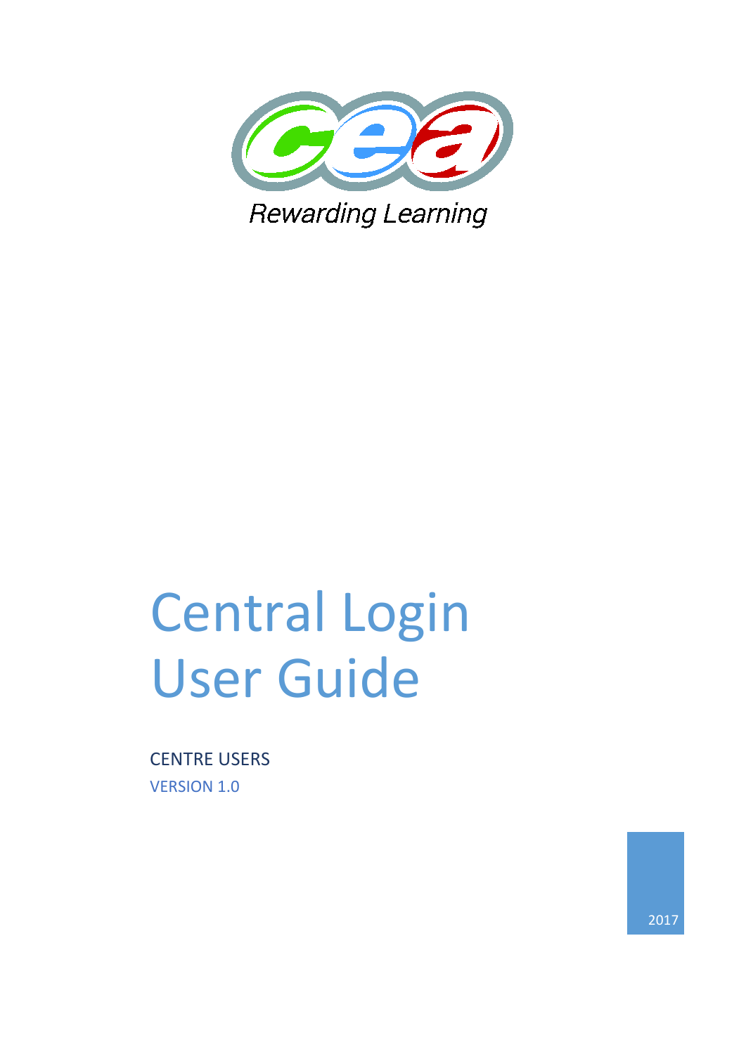Rewarding Learning

# Central Login User Guide

CENTRE USERS

VERSION 1.0

2017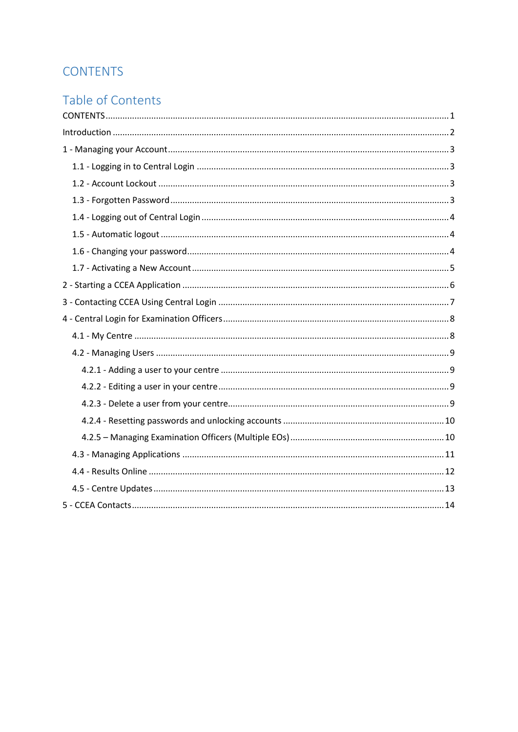# CONTENTS

## Table of Contents

CONTENTS ........................................................................................................................................ 1

Introduction ..................................................................................................................................... 2

1 - Managing your Account ............................................................................................................. 3

- 1.1 - Logging in to Central Login ................................................................................................... 3
- 1.2 - Account Lockout ................................................................................................................... 3
- 1.3 - Forgotten Password .............................................................................................................. 3
- 1.4 - Logging out of Central Login ................................................................................................. 4
- 1.5 - Automatic logout .................................................................................................................. 4
- 1.6 - Changing your password ........................................................................................................ 4
- 1.7 - Activating a New Account ..................................................................................................... 5

2 - Starting a CCEA Application ......................................................................................................... 6

3 - Contacting CCEA Using Central Login .......................................................................................... 7

4 - Central Login for Examination Officers ........................................................................................ 8

- 4.1 - My Centre ............................................................................................................................ 8
- 4.2 - Managing Users .................................................................................................................... 9
  - 4.2.1 - Adding a user to your centre ........................................................................................... 9
  - 4.2.2 - Editing a user in your centre ............................................................................................ 9
  - 4.2.3 - Delete a user from your centre ........................................................................................ 9
  - 4.2.4 - Resetting passwords and unlocking accounts ................................................................. 10
  - 4.2.5 – Managing Examination Officers (Multiple EOs) ............................................................... 10
- 4.3 - Managing Applications ......................................................................................................... 11
- 4.4 - Results Online ...................................................................................................................... 12
- 4.5 - Centre Updates .................................................................................................................... 13

5 - CCEA Contacts ............................................................................................................................. 14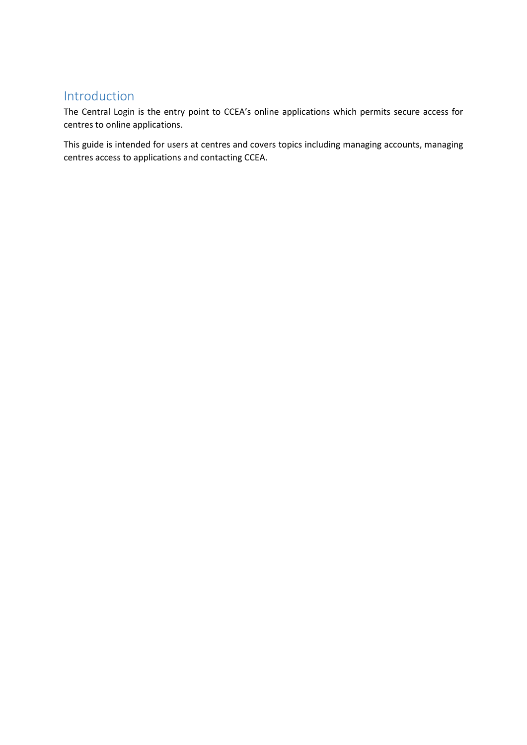## Introduction

The Central Login is the entry point to CCEA's online applications which permits secure access for centres to online applications.

This guide is intended for users at centres and covers topics including managing accounts, managing centres access to applications and contacting CCEA.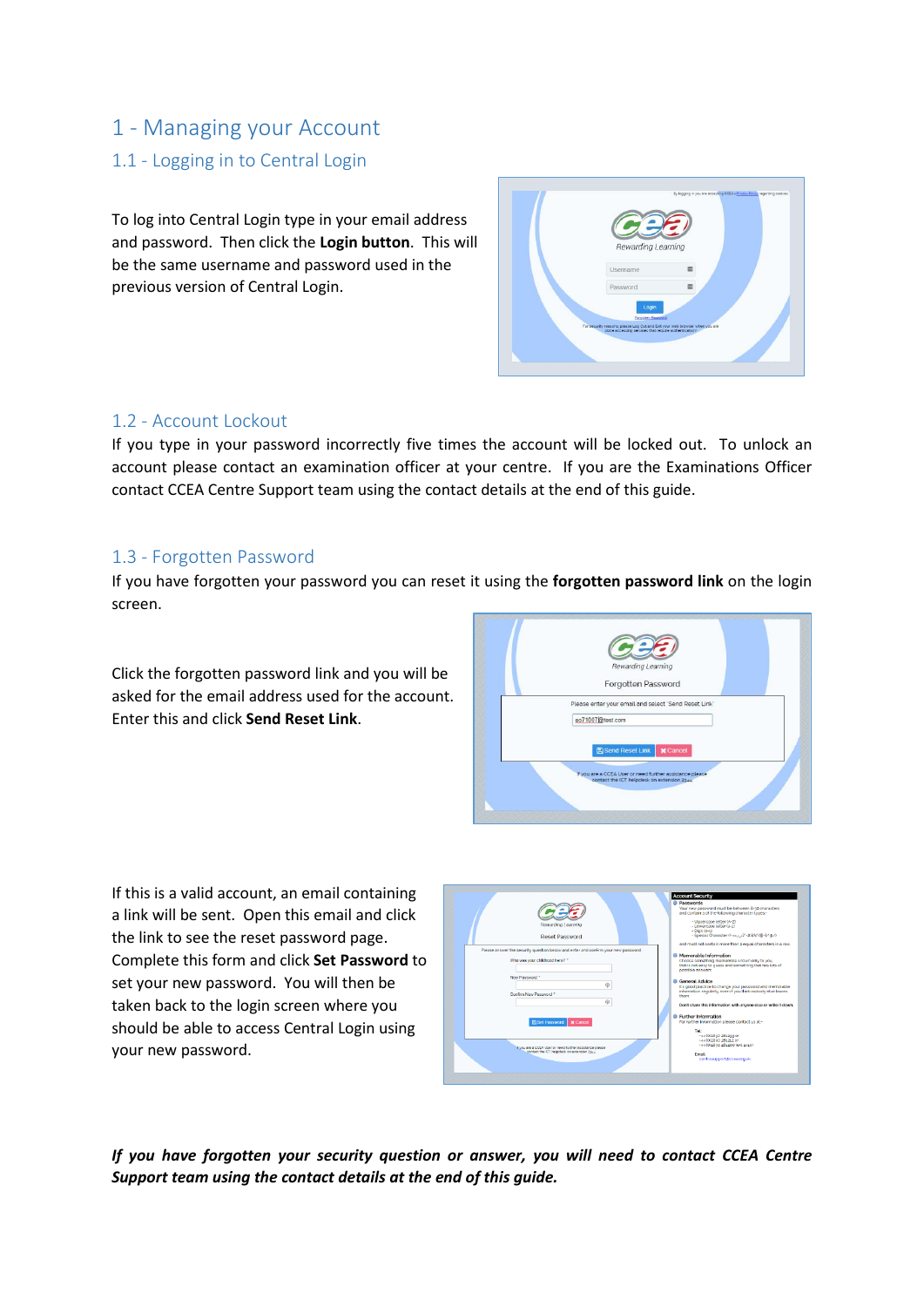# 1 - Managing your Account

## 1.1 - Logging in to Central Login

To log into Central Login type in your email address and password. Then click the **Login button**. This will be the same username and password used in the previous version of Central Login.

## 1.2 - Account Lockout

If you type in your password incorrectly five times the account will be locked out. To unlock an account please contact an examination officer at your centre. If you are the Examinations Officer contact CCEA Centre Support team using the contact details at the end of this guide.

## 1.3 - Forgotten Password

If you have forgotten your password you can reset it using the **forgotten password link** on the login screen.

Click the forgotten password link and you will be asked for the email address used for the account. Enter this and click **Send Reset Link**.

If this is a valid account, an email containing a link will be sent. Open this email and click the link to see the reset password page. Complete this form and click **Set Password** to set your new password. You will then be taken back to the login screen where you should be able to access Central Login using your new password.

***If you have forgotten your security question or answer, you will need to contact CCEA Centre Support team using the contact details at the end of this guide.***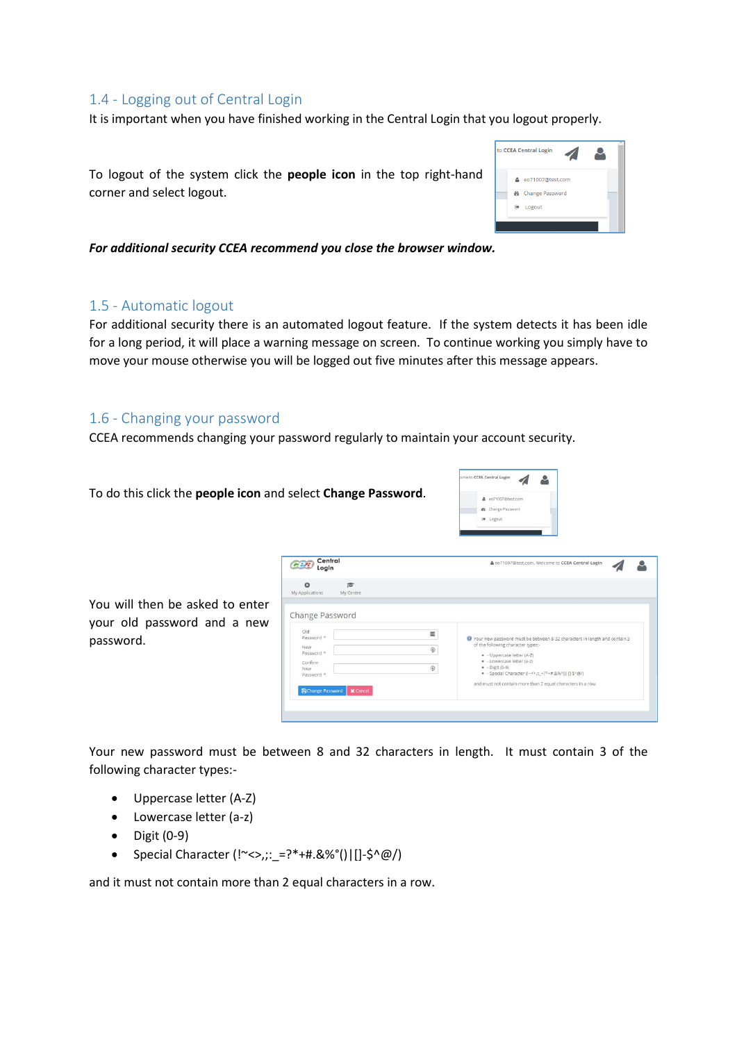## 1.4 - Logging out of Central Login

It is important when you have finished working in the Central Login that you logout properly.

To logout of the system click the **people icon** in the top right-hand corner and select logout.

***For additional security CCEA recommend you close the browser window.***

## 1.5 - Automatic logout

For additional security there is an automated logout feature. If the system detects it has been idle for a long period, it will place a warning message on screen. To continue working you simply have to move your mouse otherwise you will be logged out five minutes after this message appears.

## 1.6 - Changing your password

CCEA recommends changing your password regularly to maintain your account security.

To do this click the **people icon** and select **Change Password**.

You will then be asked to enter your old password and a new password.

Your new password must be between 8 and 32 characters in length. It must contain 3 of the following character types:-

- Uppercase letter (A-Z)
- Lowercase letter (a-z)
- Digit (0-9)
- Special Character (!~<>,;:_=?*+#.&%°()|[]-$^@/)

and it must not contain more than 2 equal characters in a row.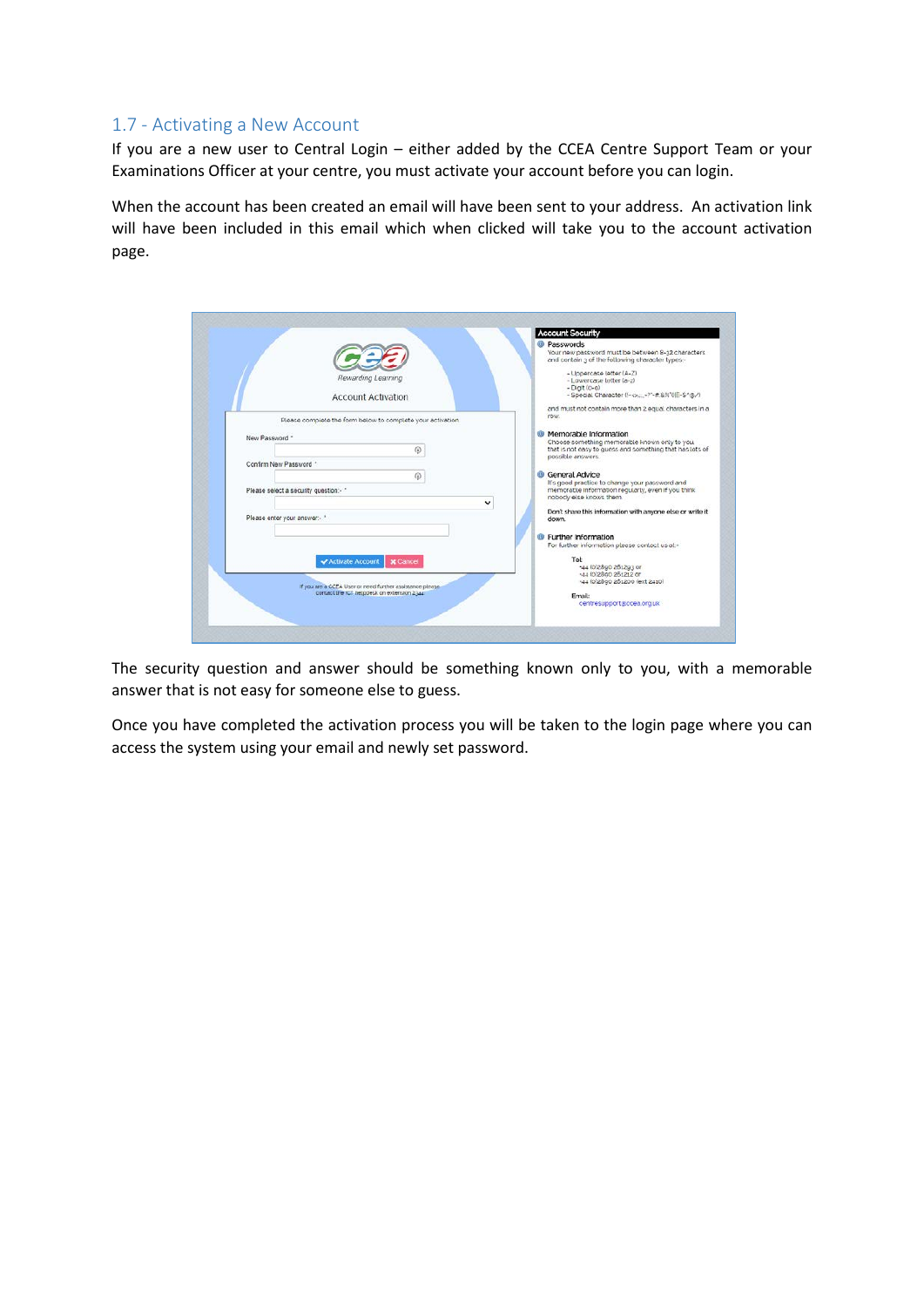## 1.7 - Activating a New Account

If you are a new user to Central Login – either added by the CCEA Centre Support Team or your Examinations Officer at your centre, you must activate your account before you can login.

When the account has been created an email will have been sent to your address. An activation link will have been included in this email which when clicked will take you to the account activation page.

The security question and answer should be something known only to you, with a memorable answer that is not easy for someone else to guess.

Once you have completed the activation process you will be taken to the login page where you can access the system using your email and newly set password.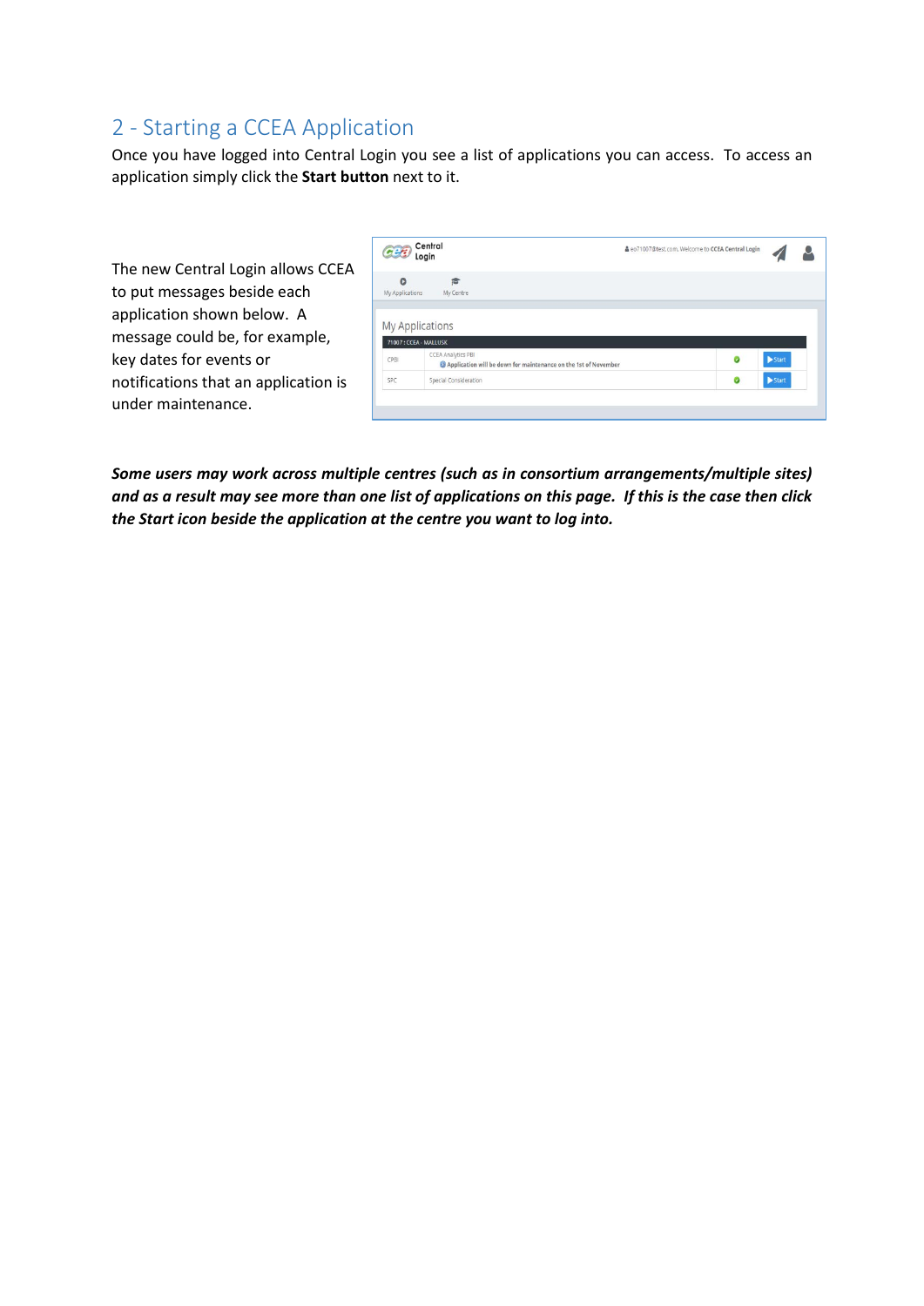## 2 - Starting a CCEA Application

Once you have logged into Central Login you see a list of applications you can access. To access an application simply click the **Start button** next to it.

The new Central Login allows CCEA to put messages beside each application shown below. A message could be, for example, key dates for events or notifications that an application is under maintenance.

***Some users may work across multiple centres (such as in consortium arrangements/multiple sites) and as a result may see more than one list of applications on this page. If this is the case then click the Start icon beside the application at the centre you want to log into.***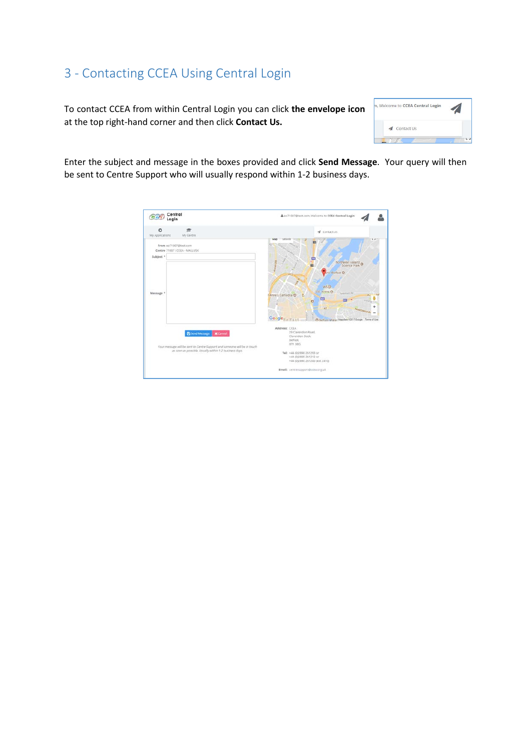## 3 - Contacting CCEA Using Central Login

To contact CCEA from within Central Login you can click **the envelope icon** at the top right-hand corner and then click **Contact Us.**

Enter the subject and message in the boxes provided and click **Send Message**. Your query will then be sent to Centre Support who will usually respond within 1-2 business days.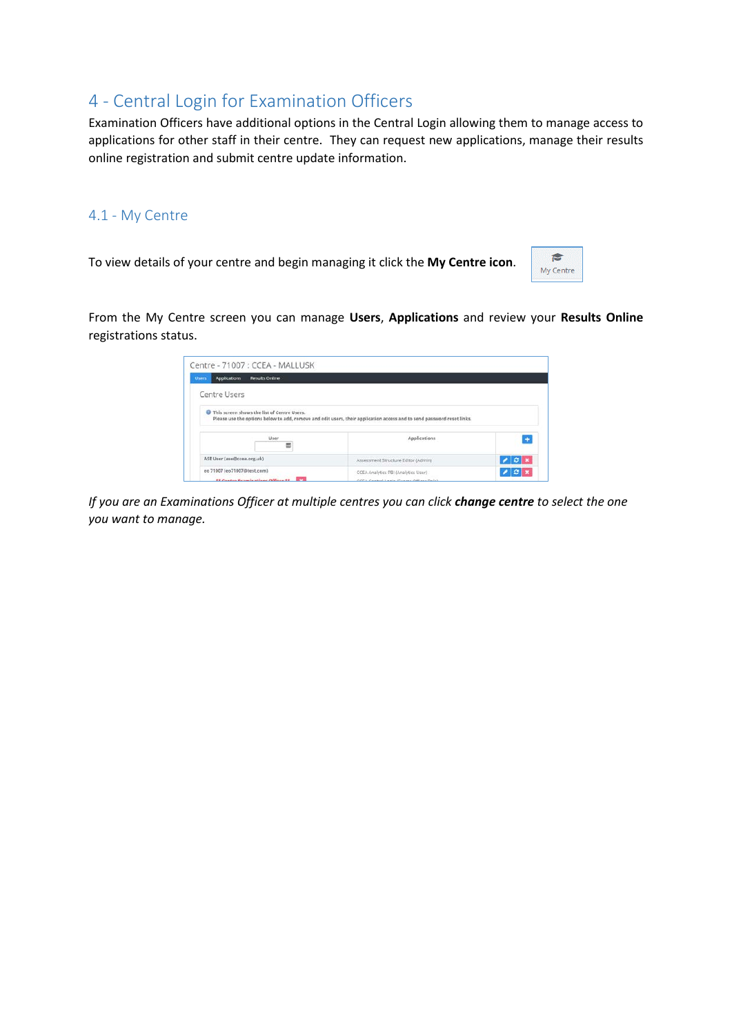# 4 - Central Login for Examination Officers

Examination Officers have additional options in the Central Login allowing them to manage access to applications for other staff in their centre. They can request new applications, manage their results online registration and submit centre update information.

## 4.1 - My Centre

To view details of your centre and begin managing it click the **My Centre icon**.

From the My Centre screen you can manage **Users**, **Applications** and review your **Results Online** registrations status.

*If you are an Examinations Officer at multiple centres you can click **change centre** to select the one you want to manage.*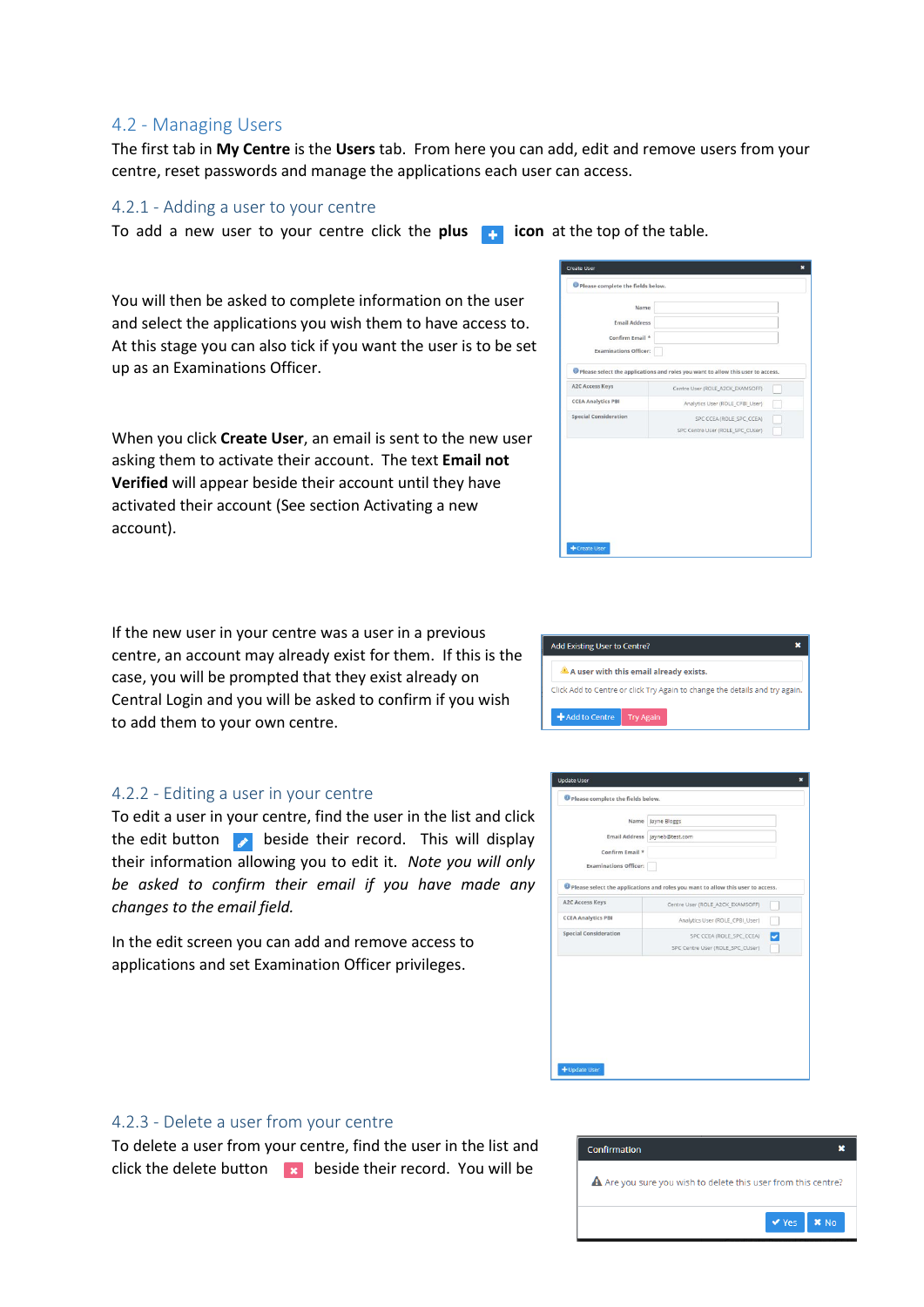## 4.2 - Managing Users

The first tab in **My Centre** is the **Users** tab. From here you can add, edit and remove users from your centre, reset passwords and manage the applications each user can access.

### 4.2.1 - Adding a user to your centre

To add a new user to your centre click the **plus** icon at the top of the table.

You will then be asked to complete information on the user and select the applications you wish them to have access to. At this stage you can also tick if you want the user is to be set up as an Examinations Officer.

When you click **Create User**, an email is sent to the new user asking them to activate their account. The text **Email not Verified** will appear beside their account until they have activated their account (See section Activating a new account).

If the new user in your centre was a user in a previous centre, an account may already exist for them. If this is the case, you will be prompted that they exist already on Central Login and you will be asked to confirm if you wish to add them to your own centre.

### 4.2.2 - Editing a user in your centre

To edit a user in your centre, find the user in the list and click the edit button beside their record. This will display their information allowing you to edit it. *Note you will only be asked to confirm their email if you have made any changes to the email field.*

In the edit screen you can add and remove access to applications and set Examination Officer privileges.

### 4.2.3 - Delete a user from your centre

To delete a user from your centre, find the user in the list and click the delete button beside their record. You will be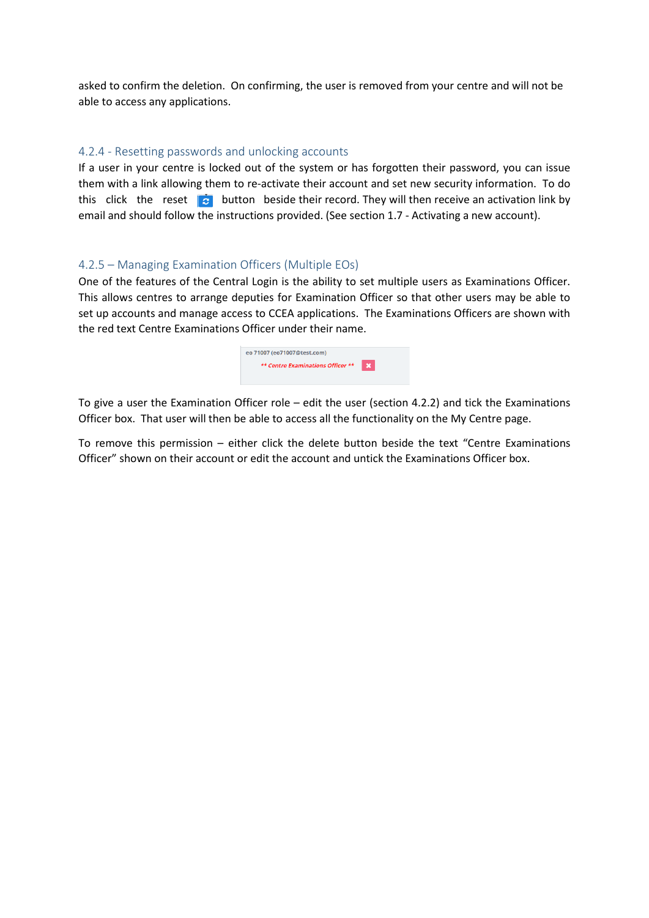asked to confirm the deletion. On confirming, the user is removed from your centre and will not be able to access any applications.

### 4.2.4 - Resetting passwords and unlocking accounts

If a user in your centre is locked out of the system or has forgotten their password, you can issue them with a link allowing them to re-activate their account and set new security information. To do this click the reset button beside their record. They will then receive an activation link by email and should follow the instructions provided. (See section 1.7 - Activating a new account).

### 4.2.5 – Managing Examination Officers (Multiple EOs)

One of the features of the Central Login is the ability to set multiple users as Examinations Officer. This allows centres to arrange deputies for Examination Officer so that other users may be able to set up accounts and manage access to CCEA applications. The Examinations Officers are shown with the red text Centre Examinations Officer under their name.

To give a user the Examination Officer role – edit the user (section 4.2.2) and tick the Examinations Officer box. That user will then be able to access all the functionality on the My Centre page.

To remove this permission – either click the delete button beside the text "Centre Examinations Officer" shown on their account or edit the account and untick the Examinations Officer box.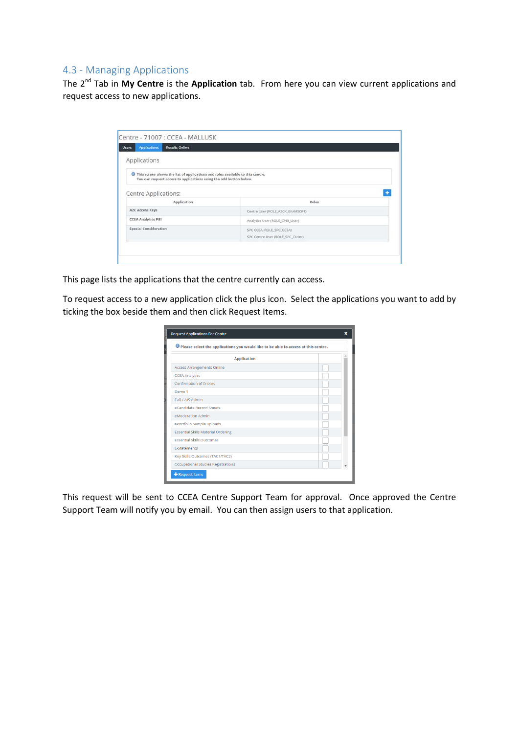## 4.3 - Managing Applications

The 2nd Tab in **My Centre** is the **Application** tab. From here you can view current applications and request access to new applications.

This page lists the applications that the centre currently can access.

To request access to a new application click the plus icon. Select the applications you want to add by ticking the box beside them and then click Request Items.

This request will be sent to CCEA Centre Support Team for approval. Once approved the Centre Support Team will notify you by email. You can then assign users to that application.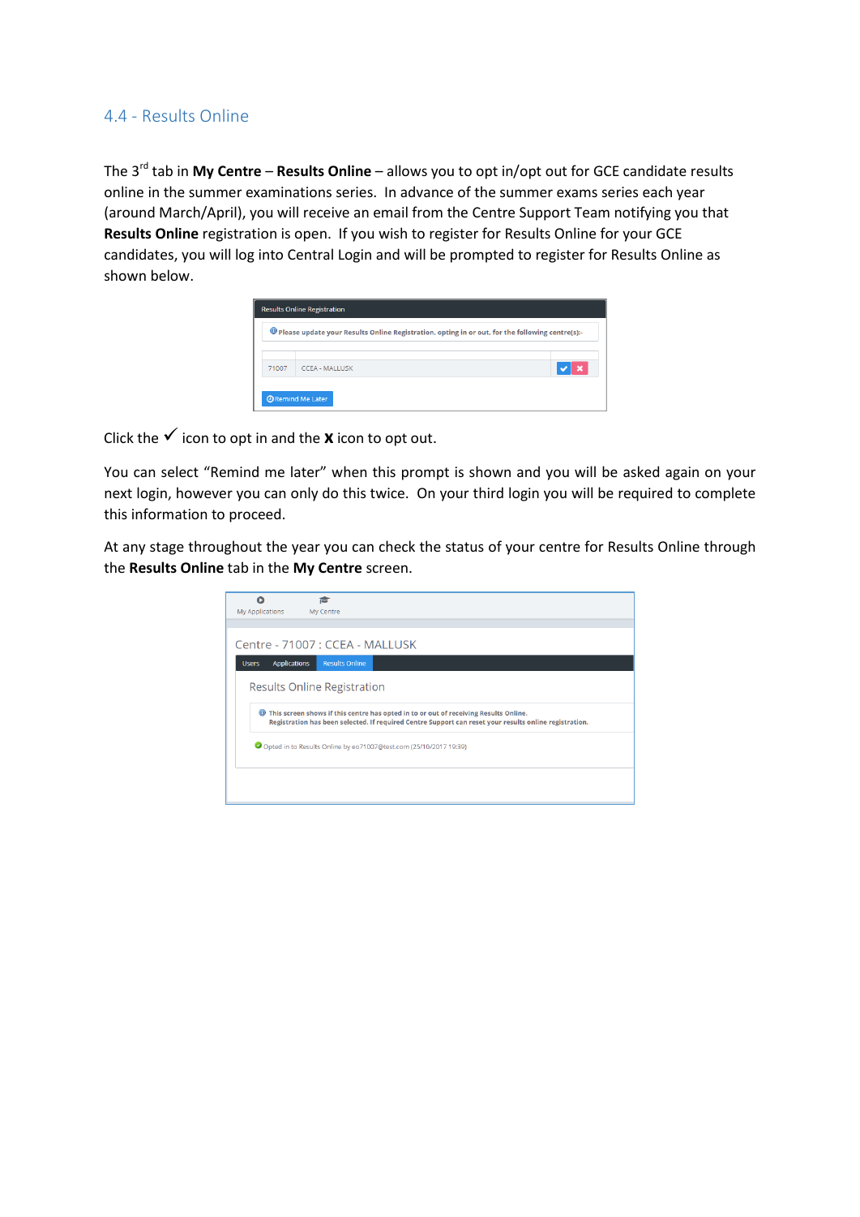## 4.4 - Results Online

The 3rd tab in **My Centre** – **Results Online** – allows you to opt in/opt out for GCE candidate results online in the summer examinations series. In advance of the summer exams series each year (around March/April), you will receive an email from the Centre Support Team notifying you that **Results Online** registration is open. If you wish to register for Results Online for your GCE candidates, you will log into Central Login and will be prompted to register for Results Online as shown below.

Click the ✓ icon to opt in and the **X** icon to opt out.

You can select "Remind me later" when this prompt is shown and you will be asked again on your next login, however you can only do this twice. On your third login you will be required to complete this information to proceed.

At any stage throughout the year you can check the status of your centre for Results Online through the **Results Online** tab in the **My Centre** screen.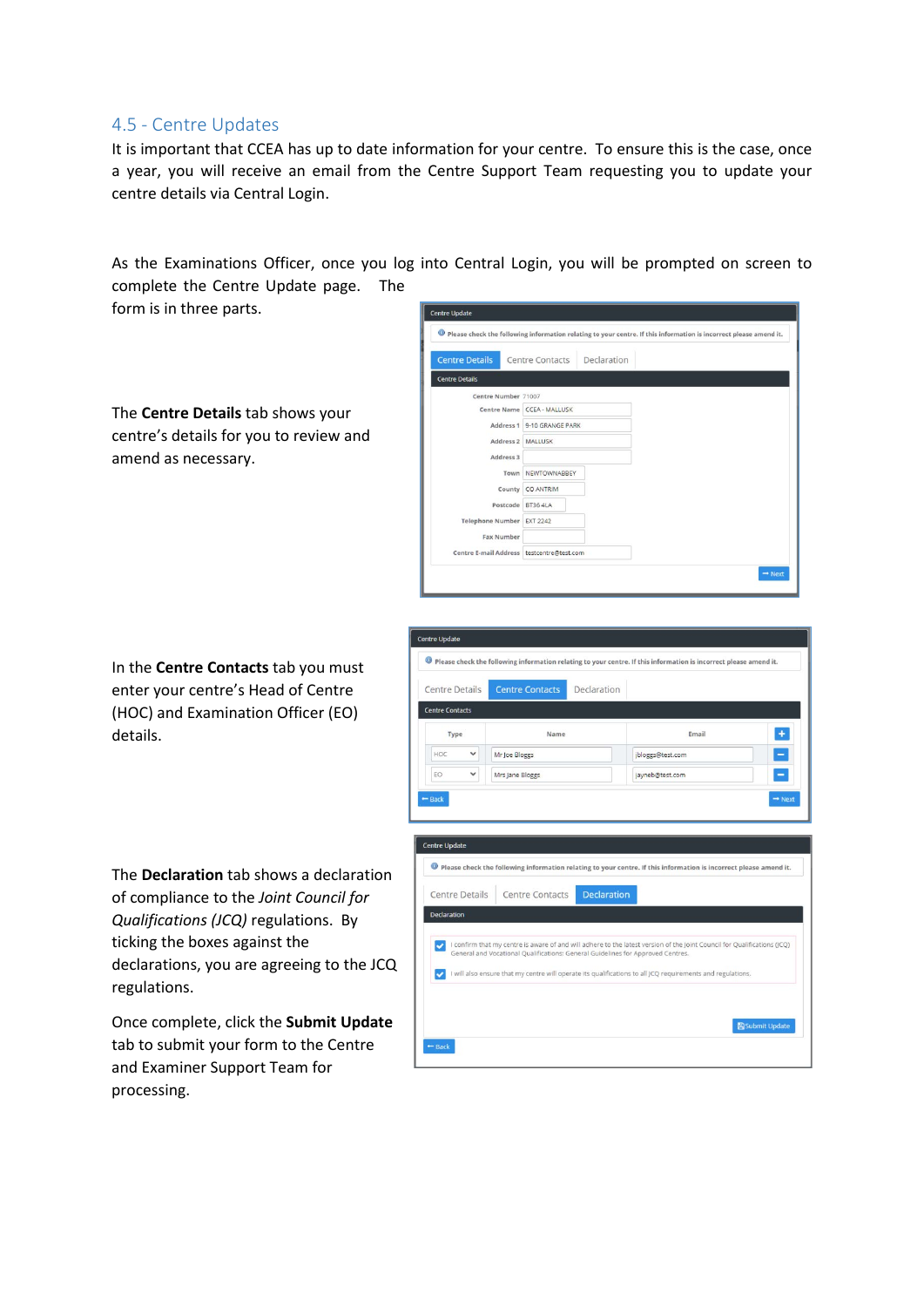## 4.5 - Centre Updates

It is important that CCEA has up to date information for your centre. To ensure this is the case, once a year, you will receive an email from the Centre Support Team requesting you to update your centre details via Central Login.

As the Examinations Officer, once you log into Central Login, you will be prompted on screen to complete the Centre Update page. The form is in three parts.

The **Centre Details** tab shows your centre's details for you to review and amend as necessary.

In the **Centre Contacts** tab you must enter your centre's Head of Centre (HOC) and Examination Officer (EO) details.

The **Declaration** tab shows a declaration of compliance to the *Joint Council for Qualifications (JCQ)* regulations. By ticking the boxes against the declarations, you are agreeing to the JCQ regulations.

Once complete, click the **Submit Update** tab to submit your form to the Centre and Examiner Support Team for processing.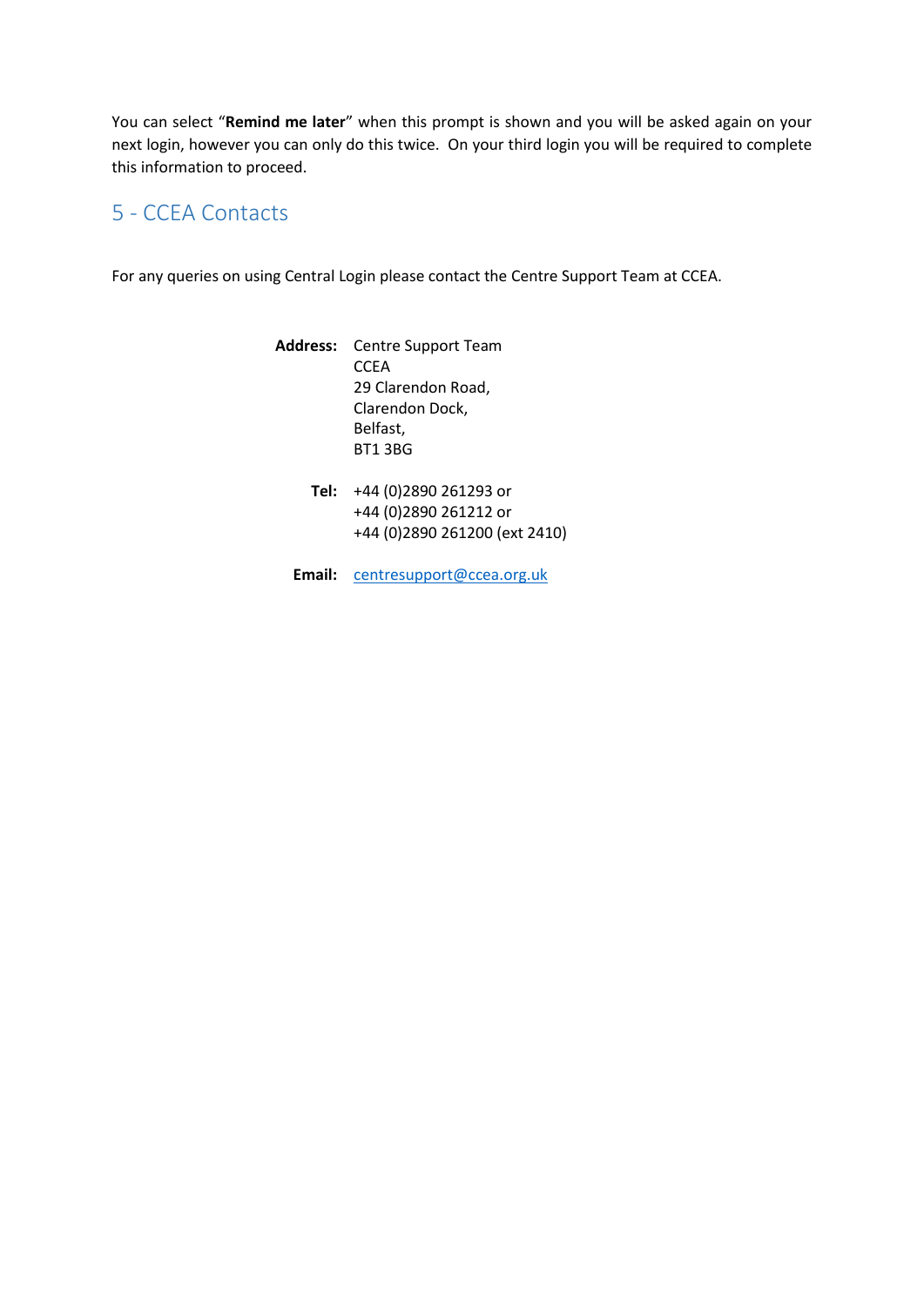You can select "**Remind me later**" when this prompt is shown and you will be asked again on your next login, however you can only do this twice. On your third login you will be required to complete this information to proceed.

## 5 - CCEA Contacts

For any queries on using Central Login please contact the Centre Support Team at CCEA.

**Address:** Centre Support Team
CCEA
29 Clarendon Road,
Clarendon Dock,
Belfast,
BT1 3BG

**Tel:** +44 (0)2890 261293 or
+44 (0)2890 261212 or
+44 (0)2890 261200 (ext 2410)

**Email:** centresupport@ccea.org.uk